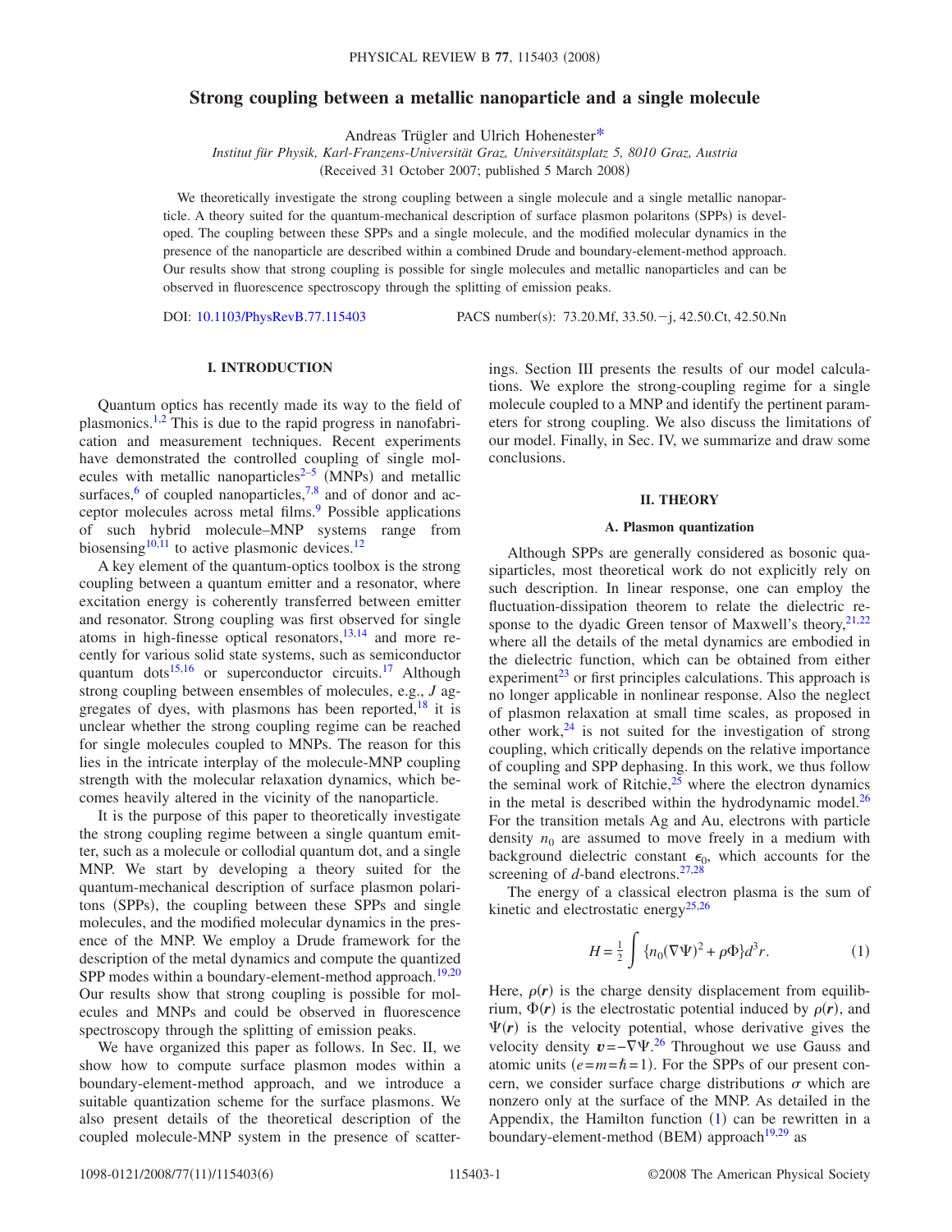# Strong coupling between a metallic nanoparticle and a single molecule

Andreas Trügler and Ulrich Hohenester*

*Institut für Physik, Karl-Franzens-Universität Graz, Universitätsplatz 5, 8010 Graz, Austria*

(Received 31 October 2007; published 5 March 2008)

We theoretically investigate the strong coupling between a single molecule and a single metallic nanoparticle. A theory suited for the quantum-mechanical description of surface plasmon polaritons (SPPs) is developed. The coupling between these SPPs and a single molecule, and the modified molecular dynamics in the presence of the nanoparticle are described within a combined Drude and boundary-element-method approach. Our results show that strong coupling is possible for single molecules and metallic nanoparticles and can be observed in fluorescence spectroscopy through the splitting of emission peaks.

DOI: 10.1103/PhysRevB.77.115403 PACS number(s): 73.20.Mf, 33.50.−j, 42.50.Ct, 42.50.Nn

## I. INTRODUCTION

Quantum optics has recently made its way to the field of plasmonics.[1,2] This is due to the rapid progress in nanofabrication and measurement techniques. Recent experiments have demonstrated the controlled coupling of single molecules with metallic nanoparticles[2–5] (MNPs) and metallic surfaces,[6] of coupled nanoparticles,[7,8] and of donor and acceptor molecules across metal films.[9] Possible applications of such hybrid molecule–MNP systems range from biosensing[10,11] to active plasmonic devices.[12]

A key element of the quantum-optics toolbox is the strong coupling between a quantum emitter and a resonator, where excitation energy is coherently transferred between emitter and resonator. Strong coupling was first observed for single atoms in high-finesse optical resonators,[13,14] and more recently for various solid state systems, such as semiconductor quantum dots[15,16] or superconductor circuits.[17] Although strong coupling between ensembles of molecules, e.g., *J* aggregates of dyes, with plasmons has been reported,[18] it is unclear whether the strong coupling regime can be reached for single molecules coupled to MNPs. The reason for this lies in the intricate interplay of the molecule-MNP coupling strength with the molecular relaxation dynamics, which becomes heavily altered in the vicinity of the nanoparticle.

It is the purpose of this paper to theoretically investigate the strong coupling regime between a single quantum emitter, such as a molecule or collodial quantum dot, and a single MNP. We start by developing a theory suited for the quantum-mechanical description of surface plasmon polaritons (SPPs), the coupling between these SPPs and single molecules, and the modified molecular dynamics in the presence of the MNP. We employ a Drude framework for the description of the metal dynamics and compute the quantized SPP modes within a boundary-element-method approach.[19,20] Our results show that strong coupling is possible for molecules and MNPs and could be observed in fluorescence spectroscopy through the splitting of emission peaks.

We have organized this paper as follows. In Sec. II, we show how to compute surface plasmon modes within a boundary-element-method approach, and we introduce a suitable quantization scheme for the surface plasmons. We also present details of the theoretical description of the coupled molecule-MNP system in the presence of scatterings. Section III presents the results of our model calculations. We explore the strong-coupling regime for a single molecule coupled to a MNP and identify the pertinent parameters for strong coupling. We also discuss the limitations of our model. Finally, in Sec. IV, we summarize and draw some conclusions.

## II. THEORY

### A. Plasmon quantization

Although SPPs are generally considered as bosonic quasiparticles, most theoretical work do not explicitly rely on such description. In linear response, one can employ the fluctuation-dissipation theorem to relate the dielectric response to the dyadic Green tensor of Maxwell's theory,[21,22] where all the details of the metal dynamics are embodied in the dielectric function, which can be obtained from either experiment[23] or first principles calculations. This approach is no longer applicable in nonlinear response. Also the neglect of plasmon relaxation at small time scales, as proposed in other work,[24] is not suited for the investigation of strong coupling, which critically depends on the relative importance of coupling and SPP dephasing. In this work, we thus follow the seminal work of Ritchie,[25] where the electron dynamics in the metal is described within the hydrodynamic model.[26] For the transition metals Ag and Au, electrons with particle density $n_0$ are assumed to move freely in a medium with background dielectric constant $\epsilon_0$, which accounts for the screening of *d*-band electrons.[27,28]

The energy of a classical electron plasma is the sum of kinetic and electrostatic energy[25,26]

$$H = \frac{1}{2}\int \{n_0(\nabla\Psi)^2 + \rho\Phi\}d^3r. \tag{1}$$

Here, $\rho(\boldsymbol{r})$ is the charge density displacement from equilibrium, $\Phi(\boldsymbol{r})$ is the electrostatic potential induced by $\rho(\boldsymbol{r})$, and $\Psi(\boldsymbol{r})$ is the velocity potential, whose derivative gives the velocity density $\boldsymbol{v}=-\nabla\Psi$.[26] Throughout we use Gauss and atomic units ($e=m=\hbar=1$). For the SPPs of our present concern, we consider surface charge distributions $\sigma$ which are nonzero only at the surface of the MNP. As detailed in the Appendix, the Hamilton function (1) can be rewritten in a boundary-element-method (BEM) approach[19,29] as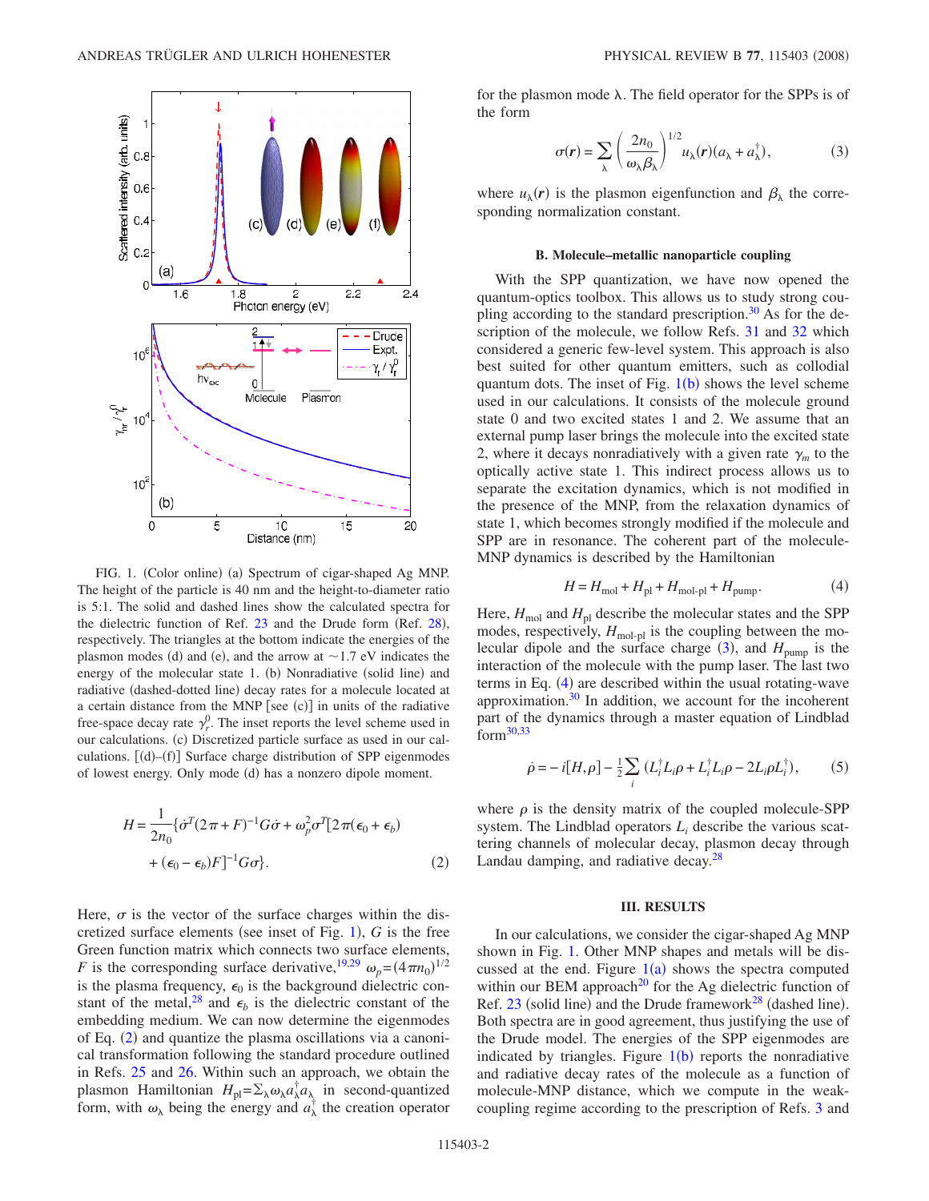FIG. 1. (Color online) (a) Spectrum of cigar-shaped Ag MNP. The height of the particle is 40 nm and the height-to-diameter ratio is 5:1. The solid and dashed lines show the calculated spectra for the dielectric function of Ref. 23 and the Drude form (Ref. 28), respectively. The triangles at the bottom indicate the energies of the plasmon modes (d) and (e), and the arrow at ~1.7 eV indicates the energy of the molecular state 1. (b) Nonradiative (solid line) and radiative (dashed-dotted line) decay rates for a molecule located at a certain distance from the MNP [see (c)] in units of the radiative free-space decay rate $\gamma_r^0$. The inset reports the level scheme used in our calculations. (c) Discretized particle surface as used in our calculations. [(d)–(f)] Surface charge distribution of SPP eigenmodes of lowest energy. Only mode (d) has a nonzero dipole moment.

$$H = \frac{1}{2n_0}\{\dot{\sigma}^T(2\pi + F)^{-1}G\dot{\sigma} + \omega_p^2\sigma^T[2\pi(\epsilon_0 + \epsilon_b) + (\epsilon_0 - \epsilon_b)F]^{-1}G\sigma\}. \tag{2}$$

Here, $\sigma$ is the vector of the surface charges within the discretized surface elements (see inset of Fig. 1), $G$ is the free Green function matrix which connects two surface elements, $F$ is the corresponding surface derivative,[19,29] $\omega_p = (4\pi n_0)^{1/2}$ is the plasma frequency, $\epsilon_0$ is the background dielectric constant of the metal,[28] and $\epsilon_b$ is the dielectric constant of the embedding medium. We can now determine the eigenmodes of Eq. (2) and quantize the plasma oscillations via a canonical transformation following the standard procedure outlined in Refs. 25 and 26. Within such an approach, we obtain the plasmon Hamiltonian $H_{\text{pl}} = \sum_\lambda \omega_\lambda a_\lambda^\dagger a_\lambda$ in second-quantized form, with $\omega_\lambda$ being the energy and $a_\lambda^\dagger$ the creation operator for the plasmon mode $\lambda$. The field operator for the SPPs is of the form

$$\sigma(\boldsymbol{r}) = \sum_\lambda \left(\frac{2n_0}{\omega_\lambda \beta_\lambda}\right)^{1/2} u_\lambda(\boldsymbol{r})(a_\lambda + a_\lambda^\dagger), \tag{3}$$

where $u_\lambda(\boldsymbol{r})$ is the plasmon eigenfunction and $\beta_\lambda$ the corresponding normalization constant.

### B. Molecule–metallic nanoparticle coupling

With the SPP quantization, we have now opened the quantum-optics toolbox. This allows us to study strong coupling according to the standard prescription.[30] As for the description of the molecule, we follow Refs. 31 and 32 which considered a generic few-level system. This approach is also best suited for other quantum emitters, such as colloidal quantum dots. The inset of Fig. 1(b) shows the level scheme used in our calculations. It consists of the molecule ground state 0 and two excited states 1 and 2. We assume that an external pump laser brings the molecule into the excited state 2, where it decays nonradiatively with a given rate $\gamma_m$ to the optically active state 1. This indirect process allows us to separate the excitation dynamics, which is not modified in the presence of the MNP, from the relaxation dynamics of state 1, which becomes strongly modified if the molecule and SPP are in resonance. The coherent part of the molecule-MNP dynamics is described by the Hamiltonian

$$H = H_{\text{mol}} + H_{\text{pl}} + H_{\text{mol-pl}} + H_{\text{pump}}. \tag{4}$$

Here, $H_{\text{mol}}$ and $H_{\text{pl}}$ describe the molecular states and the SPP modes, respectively, $H_{\text{mol-pl}}$ is the coupling between the molecular dipole and the surface charge (3), and $H_{\text{pump}}$ is the interaction of the molecule with the pump laser. The last two terms in Eq. (4) are described within the usual rotating-wave approximation.[30] In addition, we account for the incoherent part of the dynamics through a master equation of Lindblad form[30,33]

$$\dot{\rho} = -i[H,\rho] - \tfrac{1}{2}\sum_i (L_i^\dagger L_i \rho + L_i^\dagger L_i \rho - 2L_i \rho L_i^\dagger), \tag{5}$$

where $\rho$ is the density matrix of the coupled molecule-SPP system. The Lindblad operators $L_i$ describe the various scattering channels of molecular decay, plasmon decay through Landau damping, and radiative decay.[28]

## III. RESULTS

In our calculations, we consider the cigar-shaped Ag MNP shown in Fig. 1. Other MNP shapes and metals will be discussed at the end. Figure 1(a) shows the spectra computed within our BEM approach[20] for the Ag dielectric function of Ref. 23 (solid line) and the Drude framework[28] (dashed line). Both spectra are in good agreement, thus justifying the use of the Drude model. The energies of the SPP eigenmodes are indicated by triangles. Figure 1(b) reports the nonradiative and radiative decay rates of the molecule as a function of molecule-MNP distance, which we compute in the weak-coupling regime according to the prescription of Refs. 3 and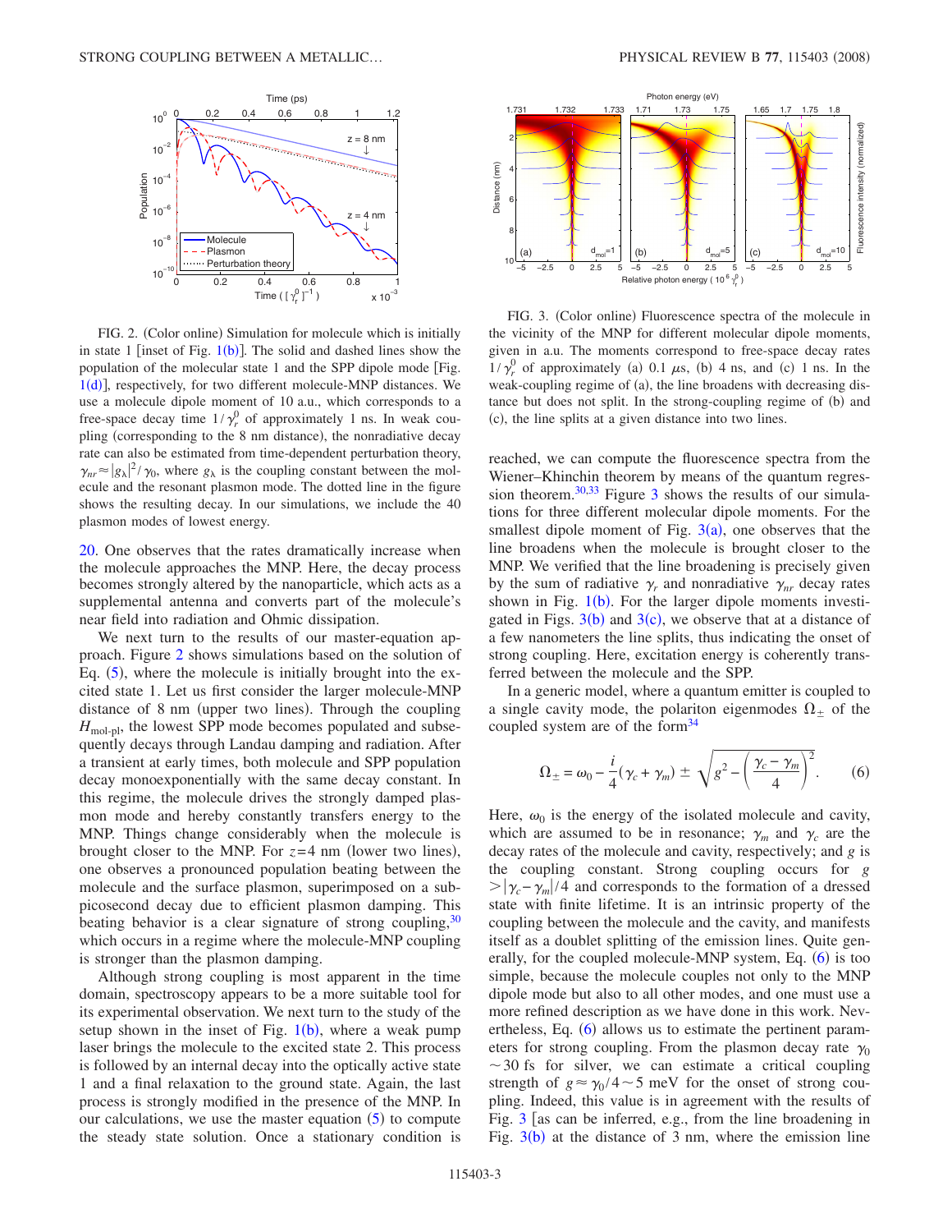FIG. 2. (Color online) Simulation for molecule which is initially in state 1 [inset of Fig. 1(b)]. The solid and dashed lines show the population of the molecular state 1 and the SPP dipole mode [Fig. 1(d)], respectively, for two different molecule-MNP distances. We use a molecule dipole moment of 10 a.u., which corresponds to a free-space decay time $1/\gamma_r^0$ of approximately 1 ns. In weak coupling (corresponding to the 8 nm distance), the nonradiative decay rate can also be estimated from time-dependent perturbation theory, $\gamma_{nr} \approx |g_\lambda|^2/\gamma_0$, where $g_\lambda$ is the coupling constant between the molecule and the resonant plasmon mode. The dotted line in the figure shows the resulting decay. In our simulations, we include the 40 plasmon modes of lowest energy.

FIG. 3. (Color online) Fluorescence spectra of the molecule in the vicinity of the MNP for different molecular dipole moments, given in a.u. The moments correspond to free-space decay rates $1/\gamma_r^0$ of approximately (a) 0.1 $\mu$s, (b) 4 ns, and (c) 1 ns. In the weak-coupling regime of (a), the line broadens with decreasing distance but does not split. In the strong-coupling regime of (b) and (c), the line splits at a given distance into two lines.

20. One observes that the rates dramatically increase when the molecule approaches the MNP. Here, the decay process becomes strongly altered by the nanoparticle, which acts as a supplemental antenna and converts part of the molecule's near field into radiation and Ohmic dissipation.

We next turn to the results of our master-equation approach. Figure 2 shows simulations based on the solution of Eq. (5), where the molecule is initially brought into the excited state 1. Let us first consider the larger molecule-MNP distance of 8 nm (upper two lines). Through the coupling $H_{\text{mol-pl}}$, the lowest SPP mode becomes populated and subsequently decays through Landau damping and radiation. After a transient at early times, both molecule and SPP population decay monoexponentially with the same decay constant. In this regime, the molecule drives the strongly damped plasmon mode and hereby constantly transfers energy to the MNP. Things change considerably when the molecule is brought closer to the MNP. For $z=4$ nm (lower two lines), one observes a pronounced population beating between the molecule and the surface plasmon, superimposed on a subpicosecond decay due to efficient plasmon damping. This beating behavior is a clear signature of strong coupling,[30] which occurs in a regime where the molecule-MNP coupling is stronger than the plasmon damping.

Although strong coupling is most apparent in the time domain, spectroscopy appears to be more suitable tool for its experimental observation. We next turn to the study of the setup shown in the inset of Fig. 1(b), where a weak pump laser brings the molecule to the excited state 2. This process is followed by an internal decay into the optically active state 1 and a final relaxation to the ground state. Again, the last process is strongly modified in the presence of the MNP. In our calculations, we use the master equation (5) to compute the steady state solution. Once a stationary condition is reached, we can compute the fluorescence spectra from the Wiener–Khinchin theorem by means of the quantum regression theorem.[30,33] Figure 3 shows the results of our simulations for three different molecular dipole moments. For the smallest dipole moment of Fig. 3(a), one observes that the line broadens when the molecule is brought closer to the MNP. We verified that the line broadening is precisely given by the sum of radiative $\gamma_r$ and nonradiative $\gamma_{nr}$ decay rates shown in Fig. 1(b). For the larger dipole moments investigated in Figs. 3(b) and 3(c), we observe that at a distance of a few nanometers the line splits, thus indicating the onset of strong coupling. Here, excitation energy is coherently transferred between the molecule and the SPP.

In a generic model, where a quantum emitter is coupled to a single cavity mode, the polariton eigenmodes $\Omega_\pm$ of the coupled system are of the form[34]

$$\Omega_\pm = \omega_0 - \frac{i}{4}(\gamma_c + \gamma_m) \pm \sqrt{g^2 - \left(\frac{\gamma_c - \gamma_m}{4}\right)^2}. \tag{6}$$

Here, $\omega_0$ is the energy of the isolated molecule and cavity, which are assumed to be in resonance; $\gamma_m$ and $\gamma_c$ are the decay rates of the molecule and cavity, respectively; and $g$ is the coupling constant. Strong coupling occurs for $g > |\gamma_c - \gamma_m|/4$ and corresponds to the formation of a dressed state with finite lifetime. It is an intrinsic property of the coupling between the molecule and the cavity, and manifests itself as a doublet splitting of the emission lines. Quite generally, for the coupled molecule-MNP system, Eq. (6) is too simple, because the molecule couples not only to the MNP dipole mode but also to all other modes, and one must use a more refined description as we have done in this work. Nevertheless, Eq. (6) allows us to estimate the pertinent parameters for strong coupling. From the plasmon decay rate $\gamma_0 \sim 30$ fs for silver, we can estimate a critical coupling strength of $g \approx \gamma_0/4 \sim 5$ meV for the onset of strong coupling. Indeed, this value is in agreement with the results of Fig. 3 [as can be inferred, e.g., from the line broadening in Fig. 3(b) at the distance of 3 nm, where the emission line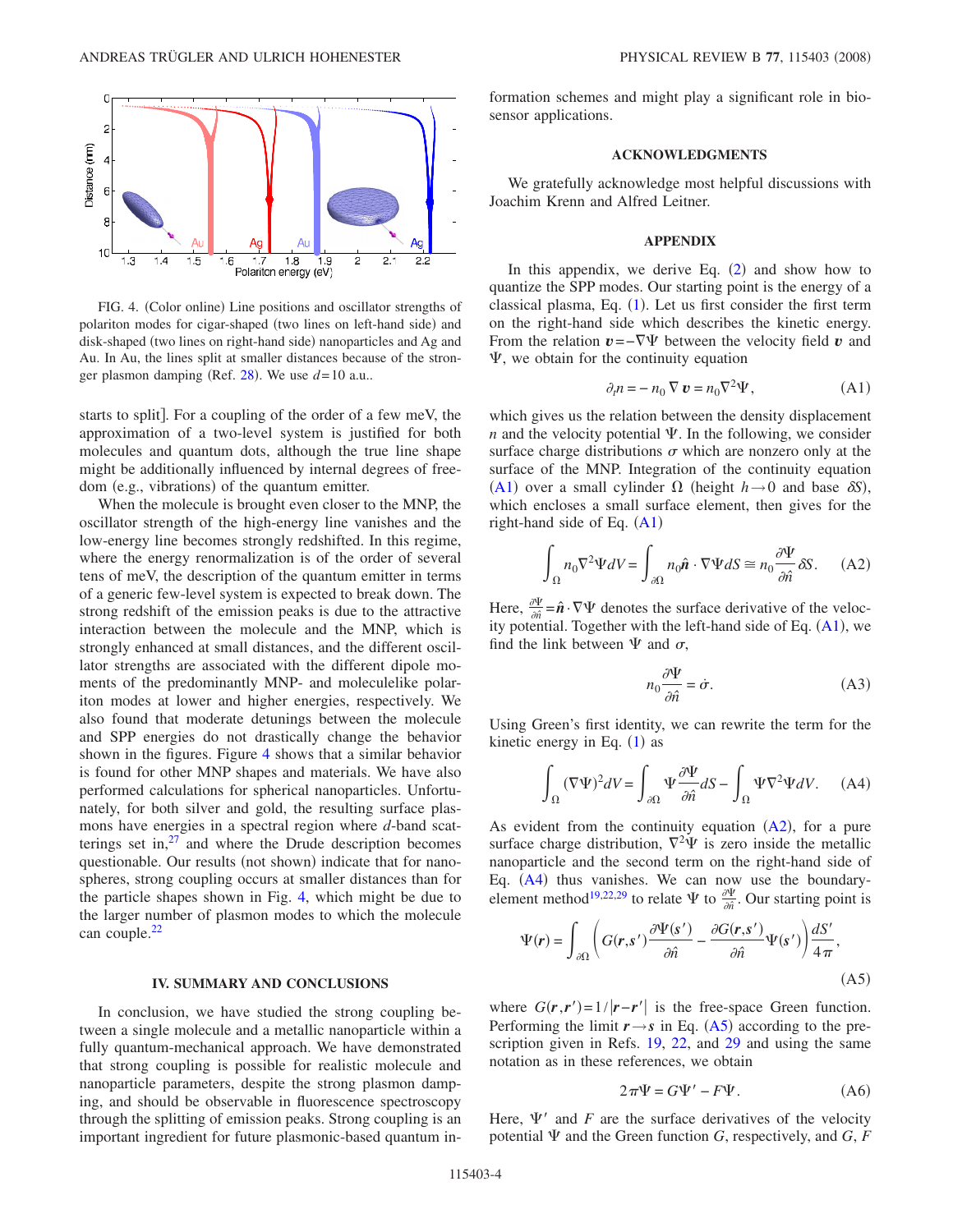FIG. 4. (Color online) Line positions and oscillator strengths of polariton modes for cigar-shaped (two lines on left-hand side) and disk-shaped (two lines on right-hand side) nanoparticles and Ag and Au. In Au, the lines split at smaller distances because of the stronger plasmon damping (Ref. 28). We use $d=10$ a.u..

starts to split]. For a coupling of the order of a few meV, the approximation of a two-level system is justified for both molecules and quantum dots, although the true line shape might be additionally influenced by internal degrees of freedom (e.g., vibrations) of the quantum emitter.

When the molecule is brought even closer to the MNP, the oscillator strength of the high-energy line vanishes and the low-energy line becomes strongly redshifted. In this regime, where the energy renormalization is of the order of several tens of meV, the description of the quantum emitter in terms of a generic few-level system is expected to break down. The strong redshift of the emission peaks is due to the attractive interaction between the molecule and the MNP, which is strongly enhanced at small distances, and the different oscillator strengths are associated with the different dipole moments of the predominantly MNP- and moleculelike polariton modes at lower and higher energies, respectively. We also found that moderate detunings between the molecule and SPP energies do not drastically change the behavior shown in the figures. Figure 4 shows that a similar behavior is found for other MNP shapes and materials. We have also performed calculations for spherical nanoparticles. Unfortunately, for both silver and gold, the resulting surface plasmons have energies in a spectral region where $d$-band scatterings set in,[27] and where the Drude description becomes questionable. Our results (not shown) indicate that for nanospheres, strong coupling occurs at smaller distances than for the particle shapes shown in Fig. 4, which might be due to the larger number of plasmon modes to which the molecule can couple.[22]

## IV. SUMMARY AND CONCLUSIONS

In conclusion, we have studied the strong coupling between a single molecule and a metallic nanoparticle within a fully quantum-mechanical approach. We have demonstrated that strong coupling is possible for realistic molecule and nanoparticle parameters, despite the strong plasmon damping, and should be observable in fluorescence spectroscopy through the splitting of emission peaks. Strong coupling is an important ingredient for future plasmonic-based quantum information schemes and might play a significant role in biosensor applications.

## ACKNOWLEDGMENTS

We gratefully acknowledge most helpful discussions with Joachim Krenn and Alfred Leitner.

## APPENDIX

In this appendix, we derive Eq. (2) and show how to quantize the SPP modes. Our starting point is the energy of a classical plasma, Eq. (1). Let us first consider the first term on the right-hand side which describes the kinetic energy. From the relation $\boldsymbol{v}=-\nabla\Psi$ between the velocity field $\boldsymbol{v}$ and $\Psi$, we obtain for the continuity equation

$$\partial_t n = -n_0 \nabla \boldsymbol{v} = n_0 \nabla^2 \Psi, \tag{A1}$$

which gives us the relation between the density displacement $n$ and the velocity potential $\Psi$. In the following, we consider surface charge distributions $\sigma$ which are nonzero only at the surface of the MNP. Integration of the continuity equation (A1) over a small cylinder $\Omega$ (height $h\to 0$ and base $\delta S$), which encloses a small surface element, then gives for the right-hand side of Eq. (A1)

$$\int_\Omega n_0 \nabla^2 \Psi dV = \int_{\partial\Omega} n_0 \hat{\boldsymbol{n}}\cdot\nabla\Psi dS \cong n_0 \frac{\partial \Psi}{\partial \hat{n}} \delta S. \tag{A2}$$

Here, $\frac{\partial\Psi}{\partial\hat{n}}=\hat{\boldsymbol{n}}\cdot\nabla\Psi$ denotes the surface derivative of the velocity potential. Together with the left-hand side of Eq. (A1), we find the link between $\Psi$ and $\sigma$,

$$n_0 \frac{\partial \Psi}{\partial \hat{n}} = \dot{\sigma}. \tag{A3}$$

Using Green's first identity, we can rewrite the term for the kinetic energy in Eq. (1) as

$$\int_\Omega (\nabla\Psi)^2 dV = \int_{\partial\Omega} \Psi \frac{\partial \Psi}{\partial \hat{n}} dS - \int_\Omega \Psi \nabla^2 \Psi dV. \tag{A4}$$

As evident from the continuity equation (A2), for a pure surface charge distribution, $\nabla^2\Psi$ is zero inside the metallic nanoparticle and the second term on the right-hand side of Eq. (A4) thus vanishes. We can now use the boundary-element method[19,22,29] to relate $\Psi$ to $\frac{\partial\Psi}{\partial\hat{n}}$. Our starting point is

$$\Psi(\boldsymbol{r}) = \int_{\partial\Omega}\left(G(\boldsymbol{r},\boldsymbol{s}')\frac{\partial\Psi(\boldsymbol{s}')}{\partial\hat{n}} - \frac{\partial G(\boldsymbol{r},\boldsymbol{s}')}{\partial\hat{n}}\Psi(\boldsymbol{s}')\right)\frac{dS'}{4\pi}, \tag{A5}$$

where $G(\boldsymbol{r},\boldsymbol{r}')=1/|\boldsymbol{r}-\boldsymbol{r}'|$ is the free-space Green function. Performing the limit $\boldsymbol{r}\to\boldsymbol{s}$ in Eq. (A5) according to the prescription given in Refs. 19, 22, and 29 and using the same notation as in these references, we obtain

$$2\pi\Psi = G\Psi' - F\Psi. \tag{A6}$$

Here, $\Psi'$ and $F$ are the surface derivatives of the velocity potential $\Psi$ and the Green function $G$, respectively, and $G$, $F$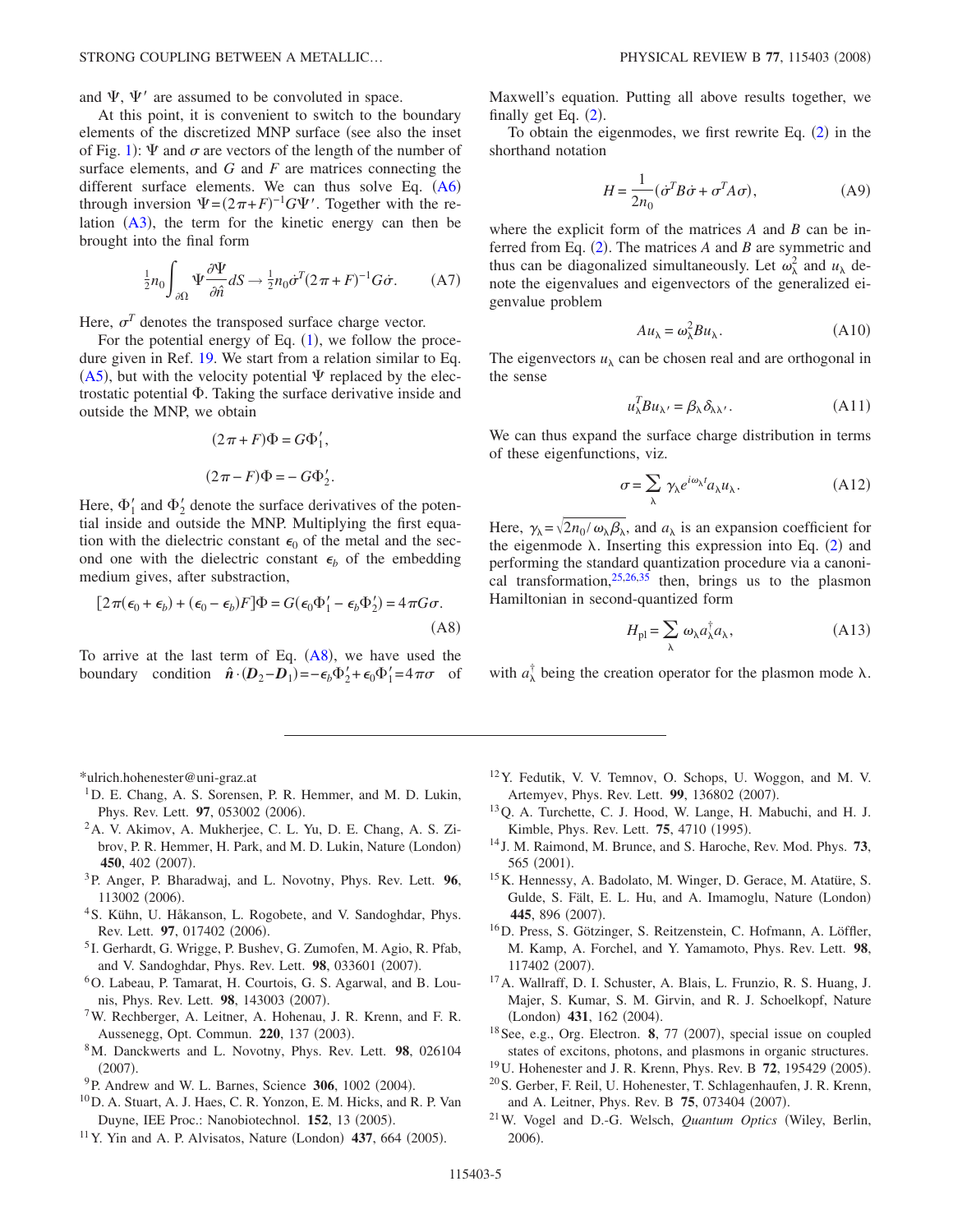and $\Psi$, $\Psi'$ are assumed to be convoluted in space.

At this point, it is convenient to switch to the boundary elements of the discretized MNP surface (see also the inset of Fig. 1): $\Psi$ and $\sigma$ are vectors of the length of the number of surface elements, and $G$ and $F$ are matrices connecting the different surface elements. We can thus solve Eq. (A6) through inversion $\Psi=(2\pi+F)^{-1}G\Psi'$. Together with the relation (A3), the term for the kinetic energy can then be brought into the final form

$$\tfrac{1}{2}n_0\int_{\partial\Omega}\Psi\frac{\partial\Psi}{\partial\hat{n}}dS \to \tfrac{1}{2}n_0\dot{\sigma}^T(2\pi+F)^{-1}G\dot{\sigma}. \tag{A7}$$

Here, $\sigma^T$ denotes the transposed surface charge vector.

For the potential energy of Eq. (1), we follow the procedure given in Ref. 19. We start from a relation similar to Eq. (A5), but with the velocity potential $\Psi$ replaced by the electrostatic potential $\Phi$. Taking the surface derivative inside and outside the MNP, we obtain

$$(2\pi+F)\Phi = G\Phi_1',$$

$$(2\pi-F)\Phi = -G\Phi_2'.$$

Here, $\Phi_1'$ and $\Phi_2'$ denote the surface derivatives of the potential inside and outside the MNP. Multiplying the first equation with the dielectric constant $\epsilon_0$ of the metal and the second one with the dielectric constant $\epsilon_b$ of the embedding medium gives, after substraction,

$$[2\pi(\epsilon_0+\epsilon_b)+(\epsilon_0-\epsilon_b)F]\Phi = G(\epsilon_0\Phi_1'-\epsilon_b\Phi_2') = 4\pi G\sigma. \tag{A8}$$

To arrive at the last term of Eq. (A8), we have used the boundary condition $\hat{\boldsymbol{n}}\cdot(\boldsymbol{D}_2-\boldsymbol{D}_1)=-\epsilon_b\Phi_2'+\epsilon_0\Phi_1'=4\pi\sigma$ of Maxwell's equation. Putting all above results together, we finally get Eq. (2).

To obtain the eigenmodes, we first rewrite Eq. (2) in the shorthand notation

$$H=\frac{1}{2n_0}(\dot{\sigma}^TB\dot{\sigma}+\sigma^TA\sigma), \tag{A9}$$

where the explicit form of the matrices $A$ and $B$ can be inferred from Eq. (2). The matrices $A$ and $B$ are symmetric and thus can be diagonalized simultaneously. Let $\omega_\lambda^2$ and $u_\lambda$ denote the eigenvalues and eigenvectors of the generalized eigenvalue problem

$$Au_\lambda = \omega_\lambda^2 Bu_\lambda. \tag{A10}$$

The eigenvectors $u_\lambda$ can be chosen real and are orthogonal in the sense

$$u_\lambda^T B u_{\lambda'} = \beta_\lambda\delta_{\lambda\lambda'}. \tag{A11}$$

We can thus expand the surface charge distribution in terms of these eigenfunctions, viz.

$$\sigma=\sum_\lambda \gamma_\lambda e^{i\omega_\lambda t}a_\lambda u_\lambda. \tag{A12}$$

Here, $\gamma_\lambda=\sqrt{2n_0/\omega_\lambda\beta_\lambda}$, and $a_\lambda$ is an expansion coefficient for the eigenmode $\lambda$. Inserting this expression into Eq. (2) and performing the standard quantization procedure via a canonical transformation,[25,26,35] then, brings us to the plasmon Hamiltonian in second-quantized form

$$H_{\text{pl}}=\sum_\lambda \omega_\lambda a_\lambda^\dagger a_\lambda, \tag{A13}$$

with $a_\lambda^\dagger$ being the creation operator for the plasmon mode $\lambda$.

---

*ulrich.hohenester@uni-graz.at

[1] D. E. Chang, A. S. Sorensen, P. R. Hemmer, and M. D. Lukin, Phys. Rev. Lett. **97**, 053002 (2006).

[2] A. V. Akimov, A. Mukherjee, C. L. Yu, D. E. Chang, A. S. Zibrov, P. R. Hemmer, H. Park, and M. D. Lukin, Nature (London) **450**, 402 (2007).

[3] P. Anger, P. Bharadwaj, and L. Novotny, Phys. Rev. Lett. **96**, 113002 (2006).

[4] S. Kühn, U. Håkanson, L. Rogobete, and V. Sandoghdar, Phys. Rev. Lett. **97**, 017402 (2006).

[5] I. Gerhardt, G. Wrigge, P. Bushev, G. Zumofen, M. Agio, R. Pfab, and V. Sandoghdar, Phys. Rev. Lett. **98**, 033601 (2007).

[6] O. Labeau, P. Tamarat, H. Courtois, G. S. Agarwal, and B. Lounis, Phys. Rev. Lett. **98**, 143003 (2007).

[7] W. Rechberger, A. Leitner, A. Hohenau, J. R. Krenn, and F. R. Aussenegg, Opt. Commun. **220**, 137 (2003).

[8] M. Danckwerts and L. Novotny, Phys. Rev. Lett. **98**, 026104 (2007).

[9] P. Andrew and W. L. Barnes, Science **306**, 1002 (2004).

[10] D. A. Stuart, A. J. Haes, C. R. Yonzon, E. M. Hicks, and R. P. Van Duyne, IEE Proc.: Nanobiotechnol. **152**, 13 (2005).

[11] Y. Yin and A. P. Alvisatos, Nature (London) **437**, 664 (2005).

[12] Y. Fedutik, V. V. Temnov, O. Schops, U. Woggon, and M. V. Artemyev, Phys. Rev. Lett. **99**, 136802 (2007).

[13] Q. A. Turchette, C. J. Hood, W. Lange, H. Mabuchi, and H. J. Kimble, Phys. Rev. Lett. **75**, 4710 (1995).

[14] J. M. Raimond, M. Brunce, and S. Haroche, Rev. Mod. Phys. **73**, 565 (2001).

[15] K. Hennessy, A. Badolato, M. Winger, D. Gerace, M. Atatüre, S. Gulde, S. Fält, E. L. Hu, and A. Imamoglu, Nature (London) **445**, 896 (2007).

[16] D. Press, S. Götzinger, S. Reitzenstein, C. Hofmann, A. Löffler, M. Kamp, A. Forchel, and Y. Yamamoto, Phys. Rev. Lett. **98**, 117402 (2007).

[17] A. Wallraff, D. I. Schuster, A. Blais, L. Frunzio, R. S. Huang, J. Majer, S. Kumar, S. M. Girvin, and R. J. Schoelkopf, Nature (London) **431**, 162 (2004).

[18] See, e.g., Org. Electron. **8**, 77 (2007), special issue on coupled states of excitons, photons, and plasmons in organic structures.

[19] U. Hohenester and J. R. Krenn, Phys. Rev. B **72**, 195429 (2005).

[20] S. Gerber, F. Reil, U. Hohenester, T. Schlagenhaufen, J. R. Krenn, and A. Leitner, Phys. Rev. B **75**, 073404 (2007).

[21] W. Vogel and D.-G. Welsch, *Quantum Optics* (Wiley, Berlin, 2006).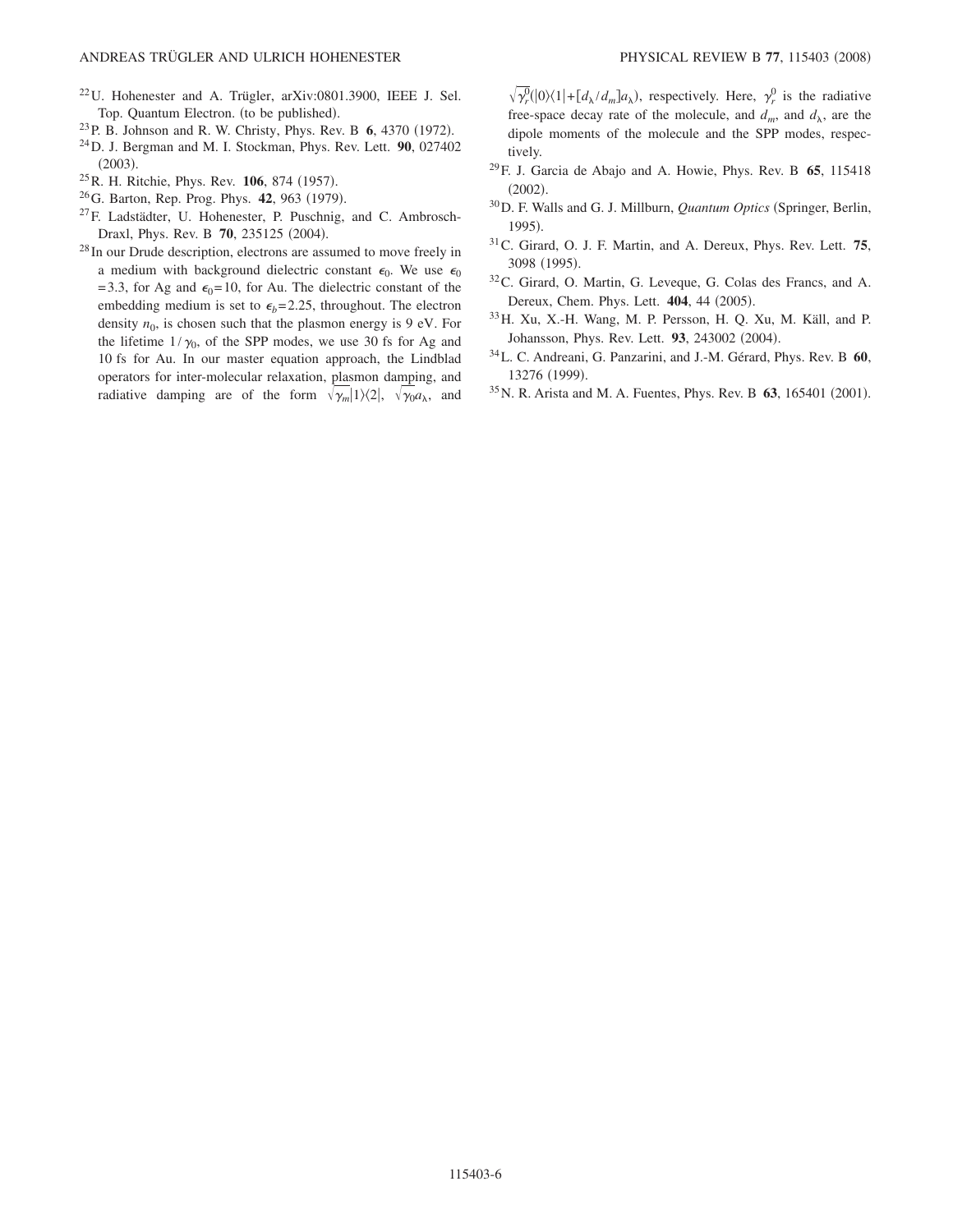[22] U. Hohenester and A. Trügler, arXiv:0801.3900, IEEE J. Sel. Top. Quantum Electron. (to be published).

[23] P. B. Johnson and R. W. Christy, Phys. Rev. B **6**, 4370 (1972).

[24] D. J. Bergman and M. I. Stockman, Phys. Rev. Lett. **90**, 027402 (2003).

[25] R. H. Ritchie, Phys. Rev. **106**, 874 (1957).

[26] G. Barton, Rep. Prog. Phys. **42**, 963 (1979).

[27] F. Ladstädter, U. Hohenester, P. Puschnig, and C. Ambrosch-Draxl, Phys. Rev. B **70**, 235125 (2004).

[28] In our Drude description, electrons are assumed to move freely in a medium with background dielectric constant $\epsilon_0$. We use $\epsilon_0 = 3.3$, for Ag and $\epsilon_0 = 10$, for Au. The dielectric constant of the embedding medium is set to $\epsilon_b = 2.25$, throughout. The electron density $n_0$, is chosen such that the plasmon energy is 9 eV. For the lifetime $1/\gamma_0$, of the SPP modes, we use 30 fs for Ag and 10 fs for Au. In our master equation approach, the Lindblad operators for inter-molecular relaxation, plasmon damping, and radiative damping are of the form $\sqrt{\gamma_m}|1\rangle\langle 2|$, $\sqrt{\gamma_0}a_\lambda$, and $\sqrt{\gamma_r^0}(|0\rangle\langle 1| + [d_\lambda / d_m] a_\lambda)$, respectively. Here, $\gamma_r^0$ is the radiative free-space decay rate of the molecule, and $d_m$, and $d_\lambda$, are the dipole moments of the molecule and the SPP modes, respectively.

[29] F. J. Garcia de Abajo and A. Howie, Phys. Rev. B **65**, 115418 (2002).

[30] D. F. Walls and G. J. Millburn, *Quantum Optics* (Springer, Berlin, 1995).

[31] C. Girard, O. J. F. Martin, and A. Dereux, Phys. Rev. Lett. **75**, 3098 (1995).

[32] C. Girard, O. Martin, G. Leveque, G. Colas des Francs, and A. Dereux, Chem. Phys. Lett. **404**, 44 (2005).

[33] H. Xu, X.-H. Wang, M. P. Persson, H. Q. Xu, M. Käll, and P. Johansson, Phys. Rev. Lett. **93**, 243002 (2004).

[34] L. C. Andreani, G. Panzarini, and J.-M. Gérard, Phys. Rev. B **60**, 13276 (1999).

[35] N. R. Arista and M. A. Fuentes, Phys. Rev. B **63**, 165401 (2001).